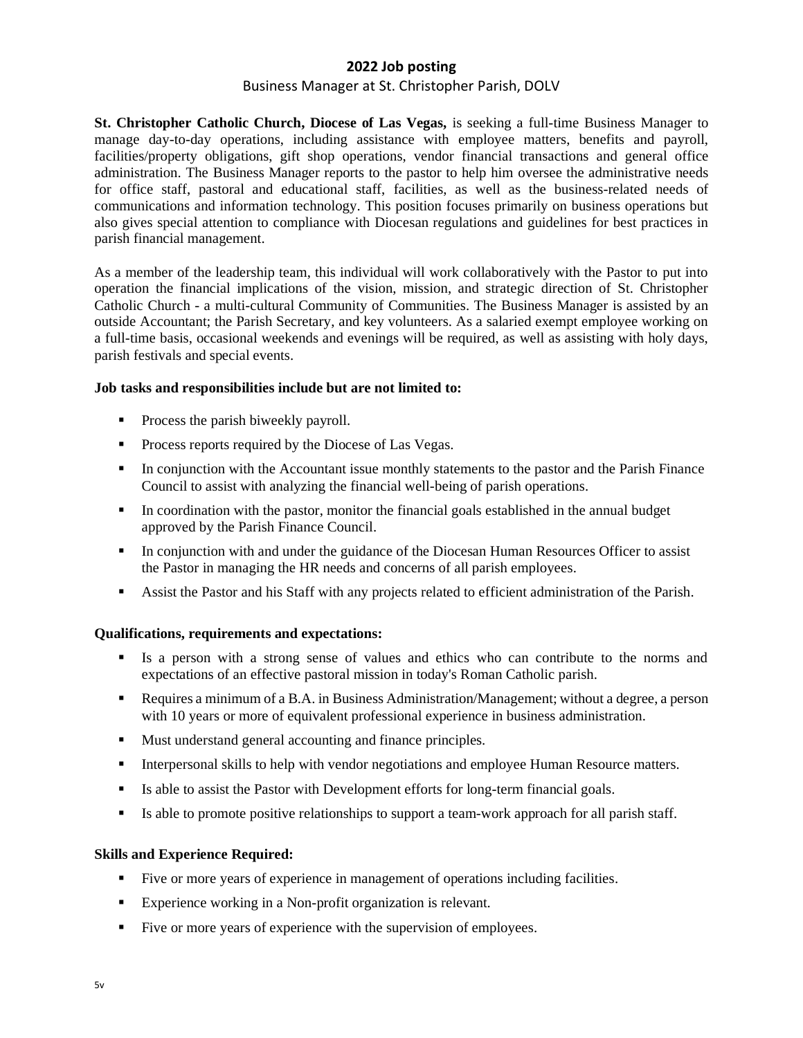# 2022 Job posting

## Business Manager at St. Christopher Parish, DOLV

**St. Christopher Catholic Church, Diocese of Las Vegas,** is seeking a full-time Business Manager to manage day-to-day operations, including assistance with employee matters, benefits and payroll, facilities/property obligations, gift shop operations, vendor financial transactions and general office administration. The Business Manager reports to the pastor to help him oversee the administrative needs for office staff, pastoral and educational staff, facilities, as well as the business-related needs of communications and information technology. This position focuses primarily on business operations but also gives special attention to compliance with Diocesan regulations and guidelines for best practices in parish financial management.

As a member of the leadership team, this individual will work collaboratively with the Pastor to put into operation the financial implications of the vision, mission, and strategic direction of St. Christopher Catholic Church - a multi-cultural Community of Communities. The Business Manager is assisted by an outside Accountant; the Parish Secretary, and key volunteers. As a salaried exempt employee working on a full-time basis, occasional weekends and evenings will be required, as well as assisting with holy days, parish festivals and special events.

**Job tasks and responsibilities include but are not limited to:**

- Process the parish biweekly payroll.
- Process reports required by the Diocese of Las Vegas.
- In conjunction with the Accountant issue monthly statements to the pastor and the Parish Finance Council to assist with analyzing the financial well-being of parish operations.
- In coordination with the pastor, monitor the financial goals established in the annual budget approved by the Parish Finance Council.
- In conjunction with and under the guidance of the Diocesan Human Resources Officer to assist the Pastor in managing the HR needs and concerns of all parish employees.
- Assist the Pastor and his Staff with any projects related to efficient administration of the Parish.

**Qualifications, requirements and expectations:**

- Is a person with a strong sense of values and ethics who can contribute to the norms and expectations of an effective pastoral mission in today's Roman Catholic parish.
- Requires a minimum of a B.A. in Business Administration/Management; without a degree, a person with 10 years or more of equivalent professional experience in business administration.
- Must understand general accounting and finance principles.
- Interpersonal skills to help with vendor negotiations and employee Human Resource matters.
- Is able to assist the Pastor with Development efforts for long-term financial goals.
- Is able to promote positive relationships to support a team-work approach for all parish staff.

**Skills and Experience Required:**

- Five or more years of experience in management of operations including facilities.
- Experience working in a Non-profit organization is relevant.
- Five or more years of experience with the supervision of employees.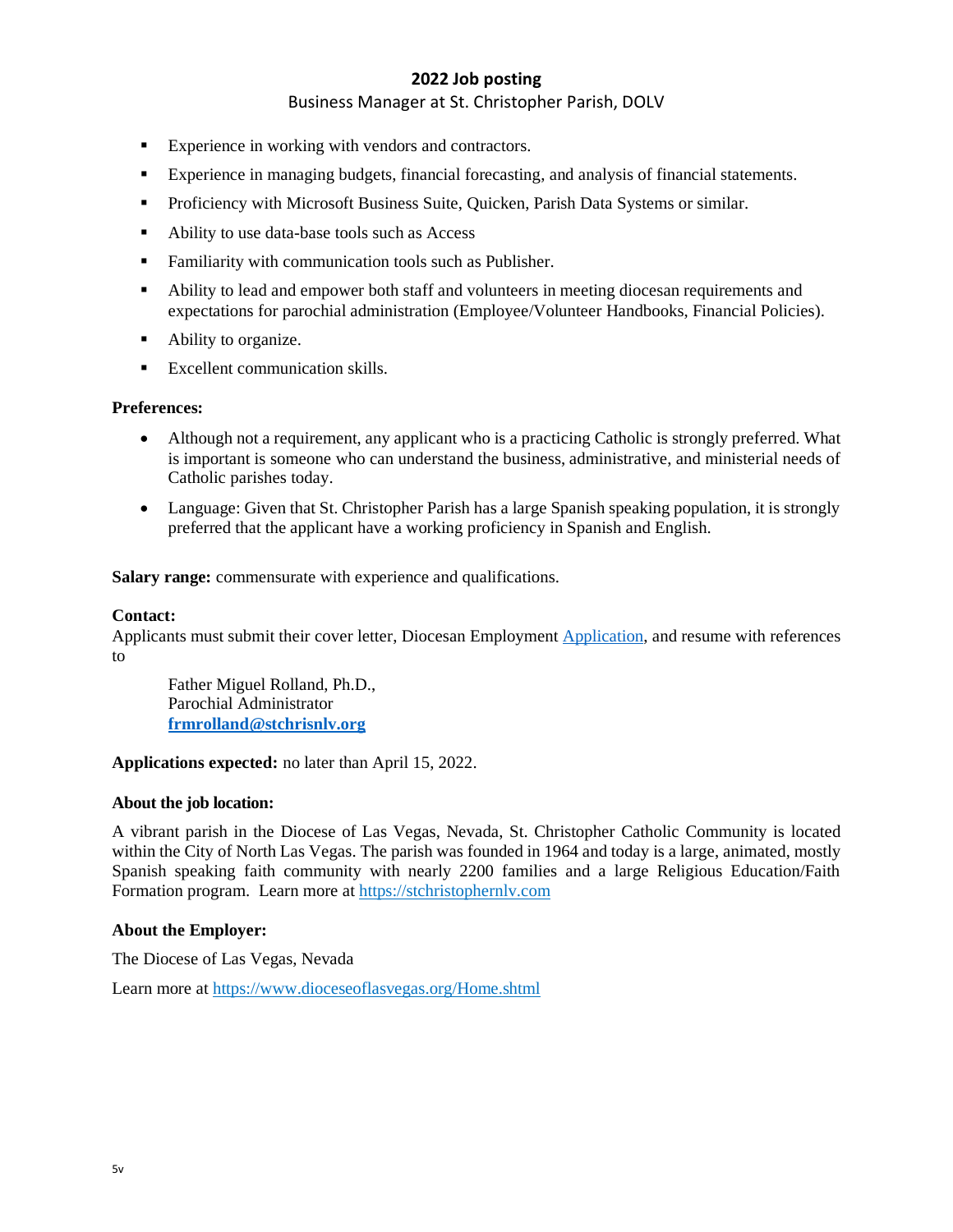## 2022 Job posting

Business Manager at St. Christopher Parish, DOLV

- Experience in working with vendors and contractors.
- Experience in managing budgets, financial forecasting, and analysis of financial statements.
- Proficiency with Microsoft Business Suite, Quicken, Parish Data Systems or similar.
- Ability to use data-base tools such as Access
- Familiarity with communication tools such as Publisher.
- Ability to lead and empower both staff and volunteers in meeting diocesan requirements and expectations for parochial administration (Employee/Volunteer Handbooks, Financial Policies).
- Ability to organize.
- Excellent communication skills.

**Preferences:**

- Although not a requirement, any applicant who is a practicing Catholic is strongly preferred. What is important is someone who can understand the business, administrative, and ministerial needs of Catholic parishes today.
- Language: Given that St. Christopher Parish has a large Spanish speaking population, it is strongly preferred that the applicant have a working proficiency in Spanish and English.

**Salary range:** commensurate with experience and qualifications.

**Contact:**
Applicants must submit their cover letter, Diocesan Employment Application, and resume with references to

> Father Miguel Rolland, Ph.D.,
> Parochial Administrator
> **frmrolland@stchrisnlv.org**

**Applications expected:** no later than April 15, 2022.

**About the job location:**

A vibrant parish in the Diocese of Las Vegas, Nevada, St. Christopher Catholic Community is located within the City of North Las Vegas. The parish was founded in 1964 and today is a large, animated, mostly Spanish speaking faith community with nearly 2200 families and a large Religious Education/Faith Formation program. Learn more at https://stchristophernlv.com

**About the Employer:**

The Diocese of Las Vegas, Nevada

Learn more at https://www.dioceseoflasvegas.org/Home.shtml